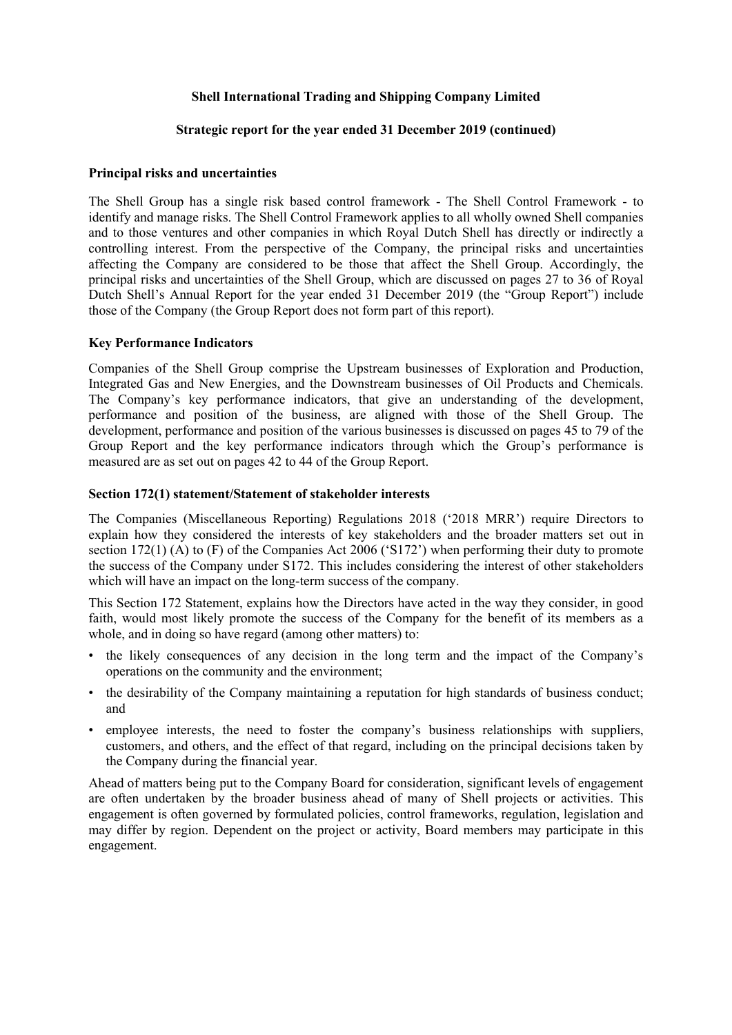**Shell International Trading and Shipping Company Limited**

**Strategic report for the year ended 31 December 2019 (continued)**

## Principal risks and uncertainties

The Shell Group has a single risk based control framework - The Shell Control Framework - to identify and manage risks. The Shell Control Framework applies to all wholly owned Shell companies and to those ventures and other companies in which Royal Dutch Shell has directly or indirectly a controlling interest. From the perspective of the Company, the principal risks and uncertainties affecting the Company are considered to be those that affect the Shell Group. Accordingly, the principal risks and uncertainties of the Shell Group, which are discussed on pages 27 to 36 of Royal Dutch Shell's Annual Report for the year ended 31 December 2019 (the "Group Report") include those of the Company (the Group Report does not form part of this report).

## Key Performance Indicators

Companies of the Shell Group comprise the Upstream businesses of Exploration and Production, Integrated Gas and New Energies, and the Downstream businesses of Oil Products and Chemicals. The Company's key performance indicators, that give an understanding of the development, performance and position of the business, are aligned with those of the Shell Group. The development, performance and position of the various businesses is discussed on pages 45 to 79 of the Group Report and the key performance indicators through which the Group's performance is measured are as set out on pages 42 to 44 of the Group Report.

## Section 172(1) statement/Statement of stakeholder interests

The Companies (Miscellaneous Reporting) Regulations 2018 ('2018 MRR') require Directors to explain how they considered the interests of key stakeholders and the broader matters set out in section 172(1) (A) to (F) of the Companies Act 2006 ('S172') when performing their duty to promote the success of the Company under S172. This includes considering the interest of other stakeholders which will have an impact on the long-term success of the company.

This Section 172 Statement, explains how the Directors have acted in the way they consider, in good faith, would most likely promote the success of the Company for the benefit of its members as a whole, and in doing so have regard (among other matters) to:

- the likely consequences of any decision in the long term and the impact of the Company's operations on the community and the environment;
- the desirability of the Company maintaining a reputation for high standards of business conduct; and
- employee interests, the need to foster the company's business relationships with suppliers, customers, and others, and the effect of that regard, including on the principal decisions taken by the Company during the financial year.

Ahead of matters being put to the Company Board for consideration, significant levels of engagement are often undertaken by the broader business ahead of many of Shell projects or activities. This engagement is often governed by formulated policies, control frameworks, regulation, legislation and may differ by region. Dependent on the project or activity, Board members may participate in this engagement.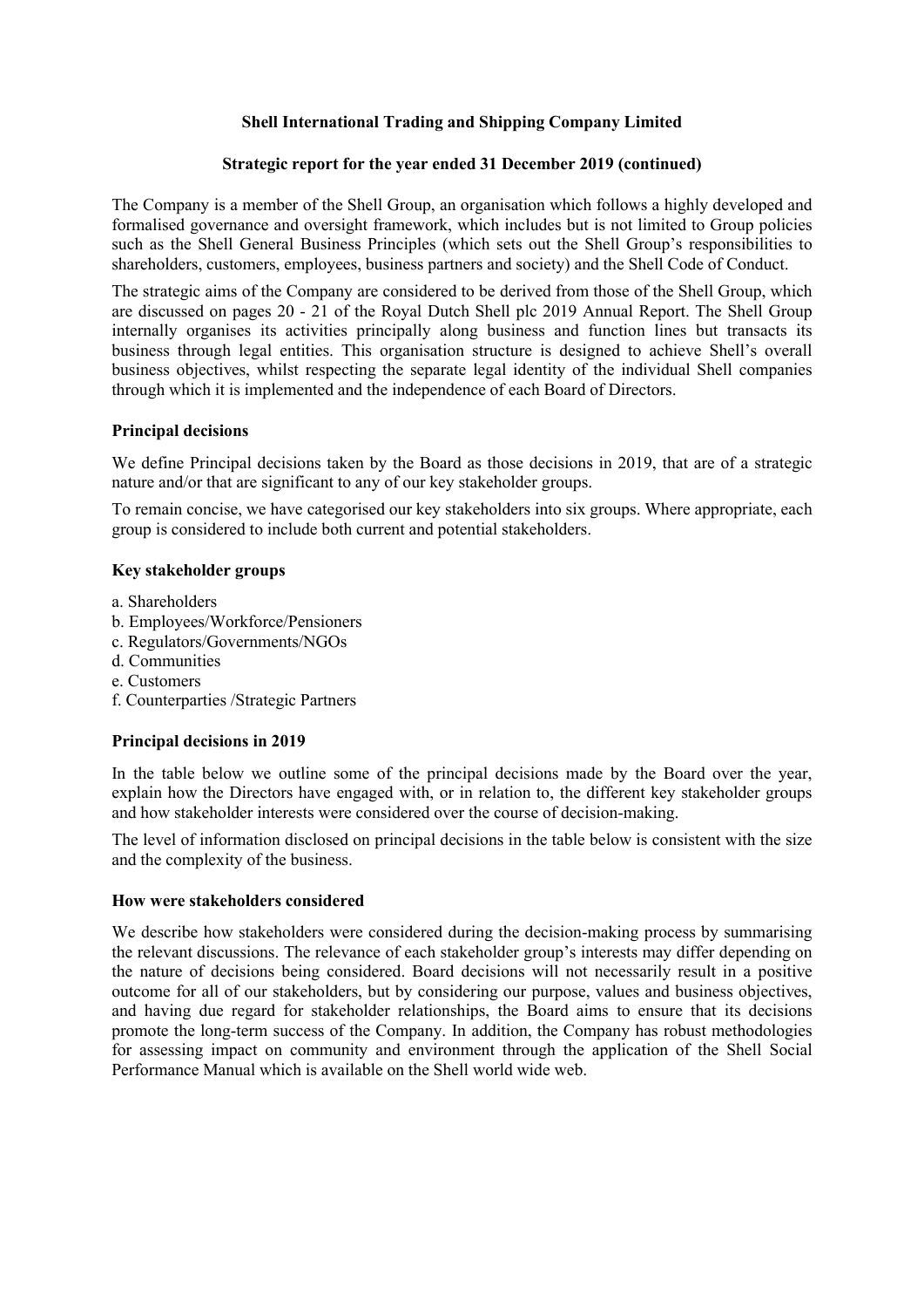**Shell International Trading and Shipping Company Limited**

**Strategic report for the year ended 31 December 2019 (continued)**

The Company is a member of the Shell Group, an organisation which follows a highly developed and formalised governance and oversight framework, which includes but is not limited to Group policies such as the Shell General Business Principles (which sets out the Shell Group's responsibilities to shareholders, customers, employees, business partners and society) and the Shell Code of Conduct.

The strategic aims of the Company are considered to be derived from those of the Shell Group, which are discussed on pages 20 - 21 of the Royal Dutch Shell plc 2019 Annual Report. The Shell Group internally organises its activities principally along business and function lines but transacts its business through legal entities. This organisation structure is designed to achieve Shell's overall business objectives, whilst respecting the separate legal identity of the individual Shell companies through which it is implemented and the independence of each Board of Directors.

**Principal decisions**

We define Principal decisions taken by the Board as those decisions in 2019, that are of a strategic nature and/or that are significant to any of our key stakeholder groups.

To remain concise, we have categorised our key stakeholders into six groups. Where appropriate, each group is considered to include both current and potential stakeholders.

**Key stakeholder groups**

a. Shareholders
b. Employees/Workforce/Pensioners
c. Regulators/Governments/NGOs
d. Communities
e. Customers
f. Counterparties /Strategic Partners

**Principal decisions in 2019**

In the table below we outline some of the principal decisions made by the Board over the year, explain how the Directors have engaged with, or in relation to, the different key stakeholder groups and how stakeholder interests were considered over the course of decision-making.

The level of information disclosed on principal decisions in the table below is consistent with the size and the complexity of the business.

**How were stakeholders considered**

We describe how stakeholders were considered during the decision-making process by summarising the relevant discussions. The relevance of each stakeholder group's interests may differ depending on the nature of decisions being considered. Board decisions will not necessarily result in a positive outcome for all of our stakeholders, but by considering our purpose, values and business objectives, and having due regard for stakeholder relationships, the Board aims to ensure that its decisions promote the long-term success of the Company. In addition, the Company has robust methodologies for assessing impact on community and environment through the application of the Shell Social Performance Manual which is available on the Shell world wide web.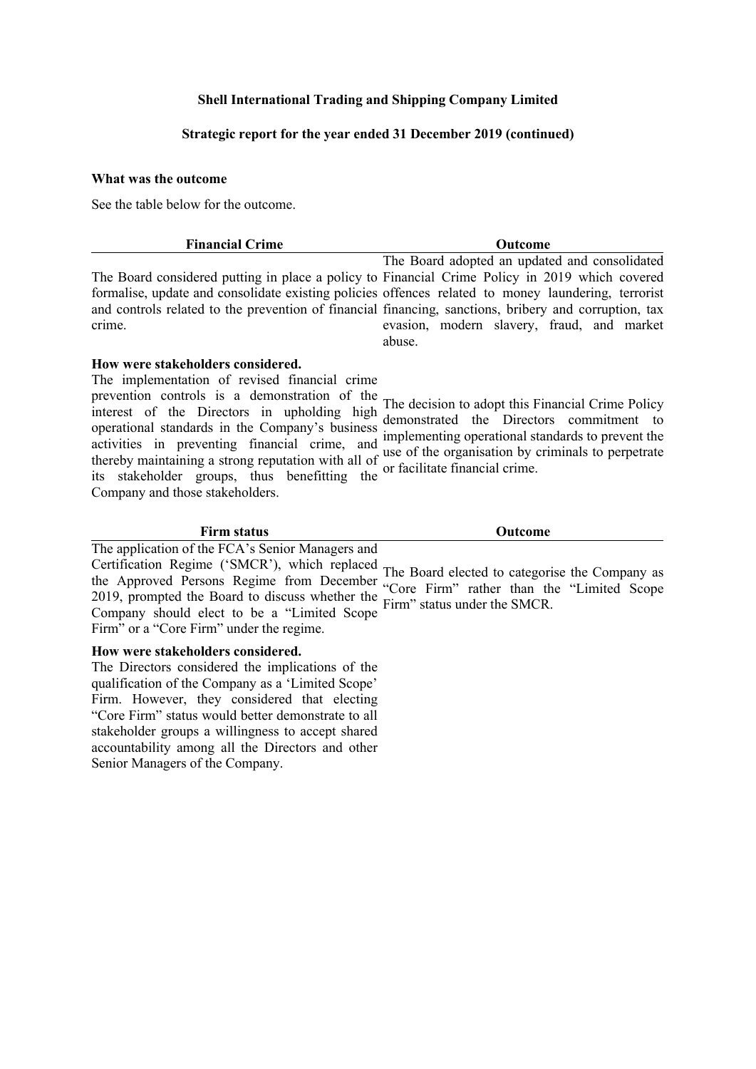**Shell International Trading and Shipping Company Limited**

**Strategic report for the year ended 31 December 2019 (continued)**

**What was the outcome**

See the table below for the outcome.

| Financial Crime | Outcome |
| --- | --- |
| The Board considered putting in place a policy to formalise, update and consolidate existing policies and controls related to the prevention of financial crime. | The Board adopted an updated and consolidated Financial Crime Policy in 2019 which covered offences related to money laundering, terrorist financing, sanctions, bribery and corruption, tax evasion, modern slavery, fraud, and market abuse. |
| **How were stakeholders considered.** The implementation of revised financial crime prevention controls is a demonstration of the interest of the Directors in upholding high operational standards in the Company's business activities in preventing financial crime, and thereby maintaining a strong reputation with all of its stakeholder groups, thus benefitting the Company and those stakeholders. | The decision to adopt this Financial Crime Policy demonstrated the Directors commitment to implementing operational standards to prevent the use of the organisation by criminals to perpetrate or facilitate financial crime. |

| Firm status | Outcome |
| --- | --- |
| The application of the FCA's Senior Managers and Certification Regime ('SMCR'), which replaced the Approved Persons Regime from December 2019, prompted the Board to discuss whether the Company should elect to be a "Limited Scope Firm" or a "Core Firm" under the regime. | The Board elected to categorise the Company as "Core Firm" rather than the "Limited Scope Firm" status under the SMCR. |
| **How were stakeholders considered.** The Directors considered the implications of the qualification of the Company as a 'Limited Scope' Firm. However, they considered that electing "Core Firm" status would better demonstrate to all stakeholder groups a willingness to accept shared accountability among all the Directors and other Senior Managers of the Company. | |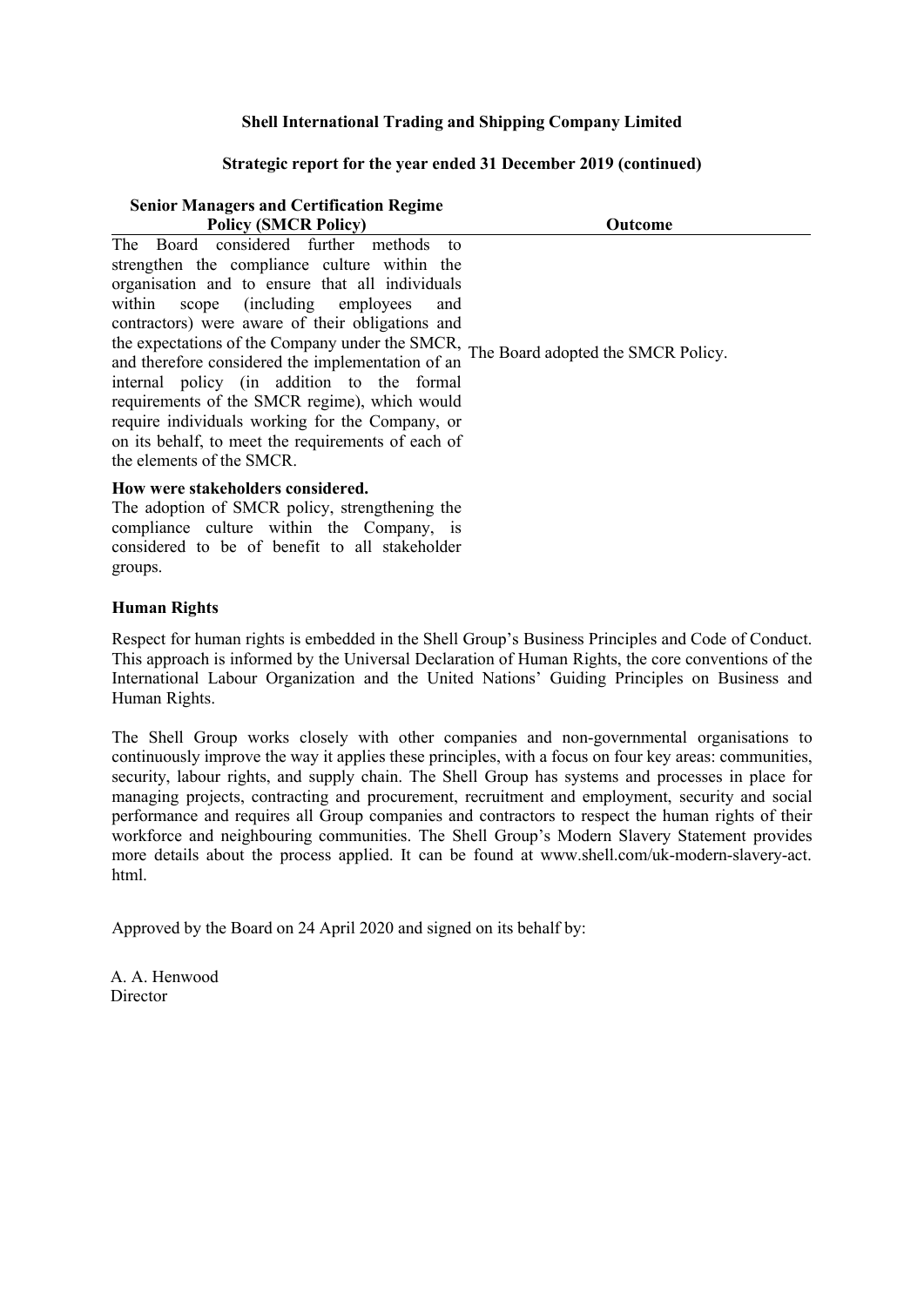**Shell International Trading and Shipping Company Limited**

**Strategic report for the year ended 31 December 2019 (continued)**

| Senior Managers and Certification Regime Policy (SMCR Policy) | Outcome |
|---|---|
| The Board considered further methods to strengthen the compliance culture within the organisation and to ensure that all individuals within scope (including employees and contractors) were aware of their obligations and the expectations of the Company under the SMCR, and therefore considered the implementation of an internal policy (in addition to the formal requirements of the SMCR regime), which would require individuals working for the Company, or on its behalf, to meet the requirements of each of the elements of the SMCR. | The Board adopted the SMCR Policy. |
| **How were stakeholders considered.** The adoption of SMCR policy, strengthening the compliance culture within the Company, is considered to be of benefit to all stakeholder groups. | |

**Human Rights**

Respect for human rights is embedded in the Shell Group's Business Principles and Code of Conduct. This approach is informed by the Universal Declaration of Human Rights, the core conventions of the International Labour Organization and the United Nations' Guiding Principles on Business and Human Rights.

The Shell Group works closely with other companies and non-governmental organisations to continuously improve the way it applies these principles, with a focus on four key areas: communities, security, labour rights, and supply chain. The Shell Group has systems and processes in place for managing projects, contracting and procurement, recruitment and employment, security and social performance and requires all Group companies and contractors to respect the human rights of their workforce and neighbouring communities. The Shell Group's Modern Slavery Statement provides more details about the process applied. It can be found at www.shell.com/uk-modern-slavery-act.html.

Approved by the Board on 24 April 2020 and signed on its behalf by:

A. A. Henwood
Director